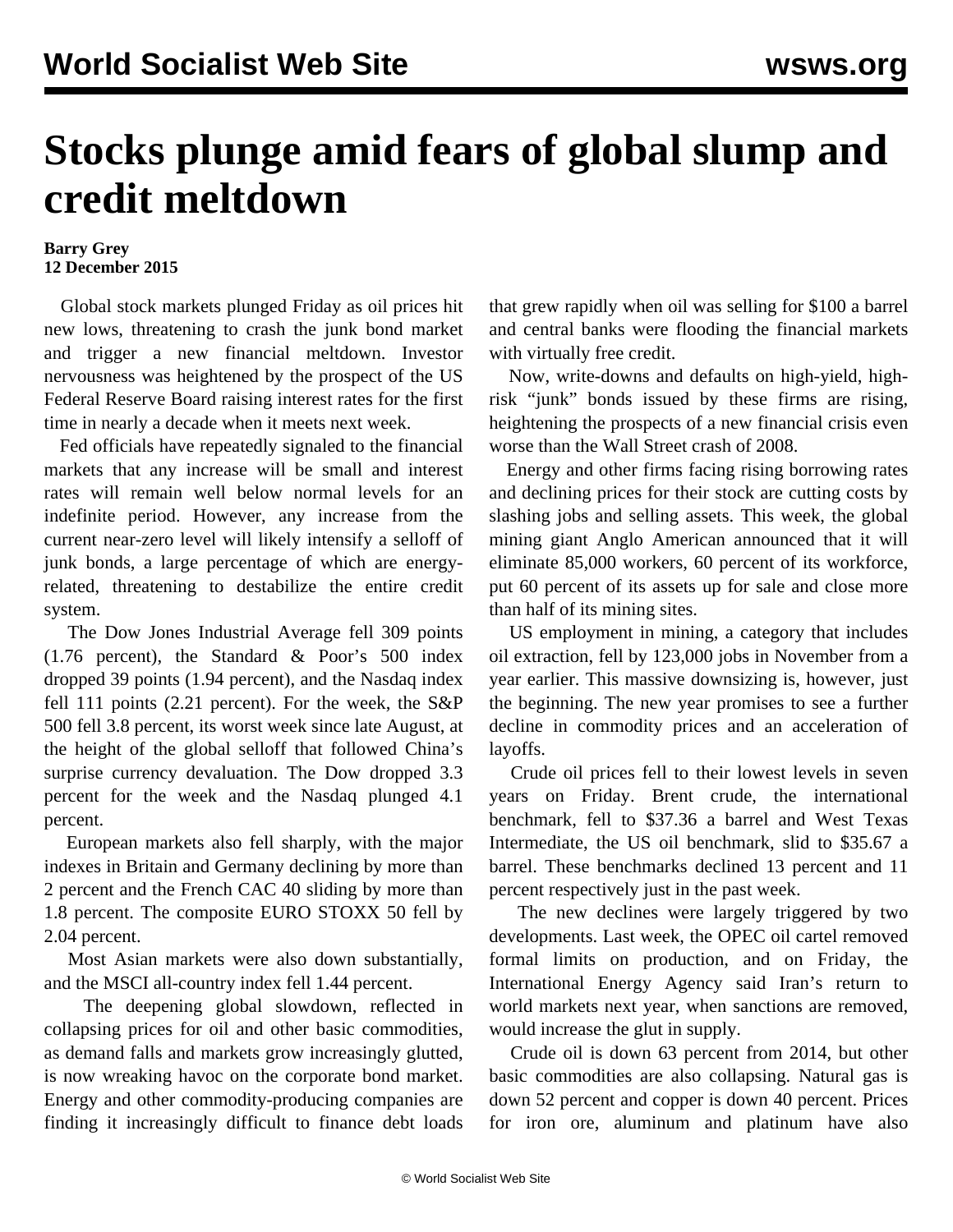# Stocks plunge amid fears of global slump and credit meltdown

**Barry Grey**
**12 December 2015**

Global stock markets plunged Friday as oil prices hit new lows, threatening to crash the junk bond market and trigger a new financial meltdown. Investor nervousness was heightened by the prospect of the US Federal Reserve Board raising interest rates for the first time in nearly a decade when it meets next week.

Fed officials have repeatedly signaled to the financial markets that any increase will be small and interest rates will remain well below normal levels for an indefinite period. However, any increase from the current near-zero level will likely intensify a selloff of junk bonds, a large percentage of which are energy-related, threatening to destabilize the entire credit system.

The Dow Jones Industrial Average fell 309 points (1.76 percent), the Standard & Poor's 500 index dropped 39 points (1.94 percent), and the Nasdaq index fell 111 points (2.21 percent). For the week, the S&P 500 fell 3.8 percent, its worst week since late August, at the height of the global selloff that followed China's surprise currency devaluation. The Dow dropped 3.3 percent for the week and the Nasdaq plunged 4.1 percent.

European markets also fell sharply, with the major indexes in Britain and Germany declining by more than 2 percent and the French CAC 40 sliding by more than 1.8 percent. The composite EURO STOXX 50 fell by 2.04 percent.

Most Asian markets were also down substantially, and the MSCI all-country index fell 1.44 percent.

The deepening global slowdown, reflected in collapsing prices for oil and other basic commodities, as demand falls and markets grow increasingly glutted, is now wreaking havoc on the corporate bond market. Energy and other commodity-producing companies are finding it increasingly difficult to finance debt loads that grew rapidly when oil was selling for $100 a barrel and central banks were flooding the financial markets with virtually free credit.

Now, write-downs and defaults on high-yield, high-risk "junk" bonds issued by these firms are rising, heightening the prospects of a new financial crisis even worse than the Wall Street crash of 2008.

Energy and other firms facing rising borrowing rates and declining prices for their stock are cutting costs by slashing jobs and selling assets. This week, the global mining giant Anglo American announced that it will eliminate 85,000 workers, 60 percent of its workforce, put 60 percent of its assets up for sale and close more than half of its mining sites.

US employment in mining, a category that includes oil extraction, fell by 123,000 jobs in November from a year earlier. This massive downsizing is, however, just the beginning. The new year promises to see a further decline in commodity prices and an acceleration of layoffs.

Crude oil prices fell to their lowest levels in seven years on Friday. Brent crude, the international benchmark, fell to $37.36 a barrel and West Texas Intermediate, the US oil benchmark, slid to $35.67 a barrel. These benchmarks declined 13 percent and 11 percent respectively just in the past week.

The new declines were largely triggered by two developments. Last week, the OPEC oil cartel removed formal limits on production, and on Friday, the International Energy Agency said Iran's return to world markets next year, when sanctions are removed, would increase the glut in supply.

Crude oil is down 63 percent from 2014, but other basic commodities are also collapsing. Natural gas is down 52 percent and copper is down 40 percent. Prices for iron ore, aluminum and platinum have also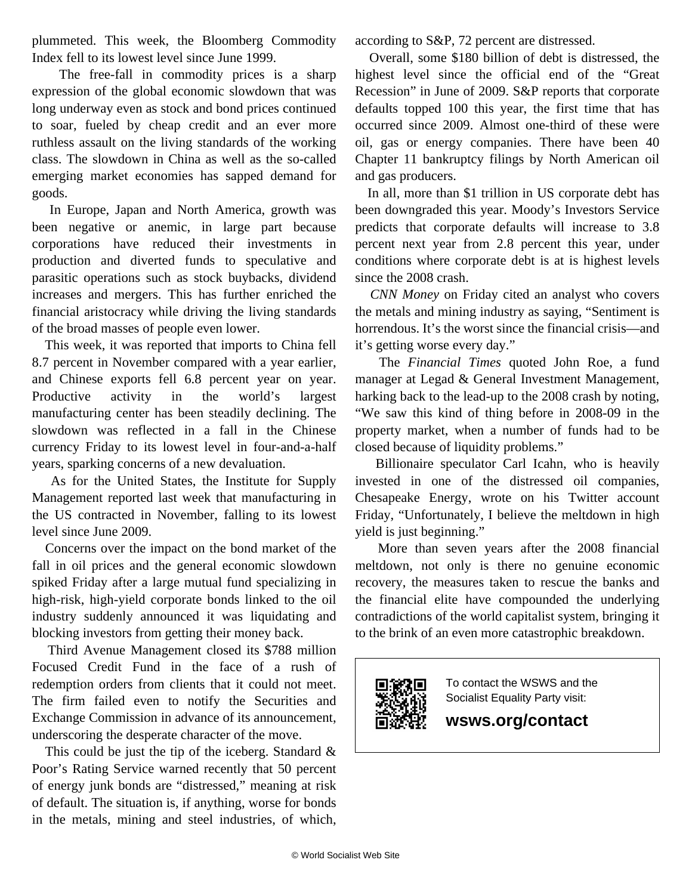plummeted. This week, the Bloomberg Commodity Index fell to its lowest level since June 1999.

The free-fall in commodity prices is a sharp expression of the global economic slowdown that was long underway even as stock and bond prices continued to soar, fueled by cheap credit and an ever more ruthless assault on the living standards of the working class. The slowdown in China as well as the so-called emerging market economies has sapped demand for goods.

In Europe, Japan and North America, growth was been negative or anemic, in large part because corporations have reduced their investments in production and diverted funds to speculative and parasitic operations such as stock buybacks, dividend increases and mergers. This has further enriched the financial aristocracy while driving the living standards of the broad masses of people even lower.

This week, it was reported that imports to China fell 8.7 percent in November compared with a year earlier, and Chinese exports fell 6.8 percent year on year. Productive activity in the world's largest manufacturing center has been steadily declining. The slowdown was reflected in a fall in the Chinese currency Friday to its lowest level in four-and-a-half years, sparking concerns of a new devaluation.

As for the United States, the Institute for Supply Management reported last week that manufacturing in the US contracted in November, falling to its lowest level since June 2009.

Concerns over the impact on the bond market of the fall in oil prices and the general economic slowdown spiked Friday after a large mutual fund specializing in high-risk, high-yield corporate bonds linked to the oil industry suddenly announced it was liquidating and blocking investors from getting their money back.

Third Avenue Management closed its $788 million Focused Credit Fund in the face of a rush of redemption orders from clients that it could not meet. The firm failed even to notify the Securities and Exchange Commission in advance of its announcement, underscoring the desperate character of the move.

This could be just the tip of the iceberg. Standard & Poor's Rating Service warned recently that 50 percent of energy junk bonds are "distressed," meaning at risk of default. The situation is, if anything, worse for bonds in the metals, mining and steel industries, of which, according to S&P, 72 percent are distressed.

Overall, some $180 billion of debt is distressed, the highest level since the official end of the "Great Recession" in June of 2009. S&P reports that corporate defaults topped 100 this year, the first time that has occurred since 2009. Almost one-third of these were oil, gas or energy companies. There have been 40 Chapter 11 bankruptcy filings by North American oil and gas producers.

In all, more than $1 trillion in US corporate debt has been downgraded this year. Moody's Investors Service predicts that corporate defaults will increase to 3.8 percent next year from 2.8 percent this year, under conditions where corporate debt is at is highest levels since the 2008 crash.

*CNN Money* on Friday cited an analyst who covers the metals and mining industry as saying, "Sentiment is horrendous. It's the worst since the financial crisis—and it's getting worse every day."

The *Financial Times* quoted John Roe, a fund manager at Legad & General Investment Management, harking back to the lead-up to the 2008 crash by noting, "We saw this kind of thing before in 2008-09 in the property market, when a number of funds had to be closed because of liquidity problems."

Billionaire speculator Carl Icahn, who is heavily invested in one of the distressed oil companies, Chesapeake Energy, wrote on his Twitter account Friday, "Unfortunately, I believe the meltdown in high yield is just beginning."

More than seven years after the 2008 financial meltdown, not only is there no genuine economic recovery, the measures taken to rescue the banks and the financial elite have compounded the underlying contradictions of the world capitalist system, bringing it to the brink of an even more catastrophic breakdown.

To contact the WSWS and the Socialist Equality Party visit:

**wsws.org/contact**